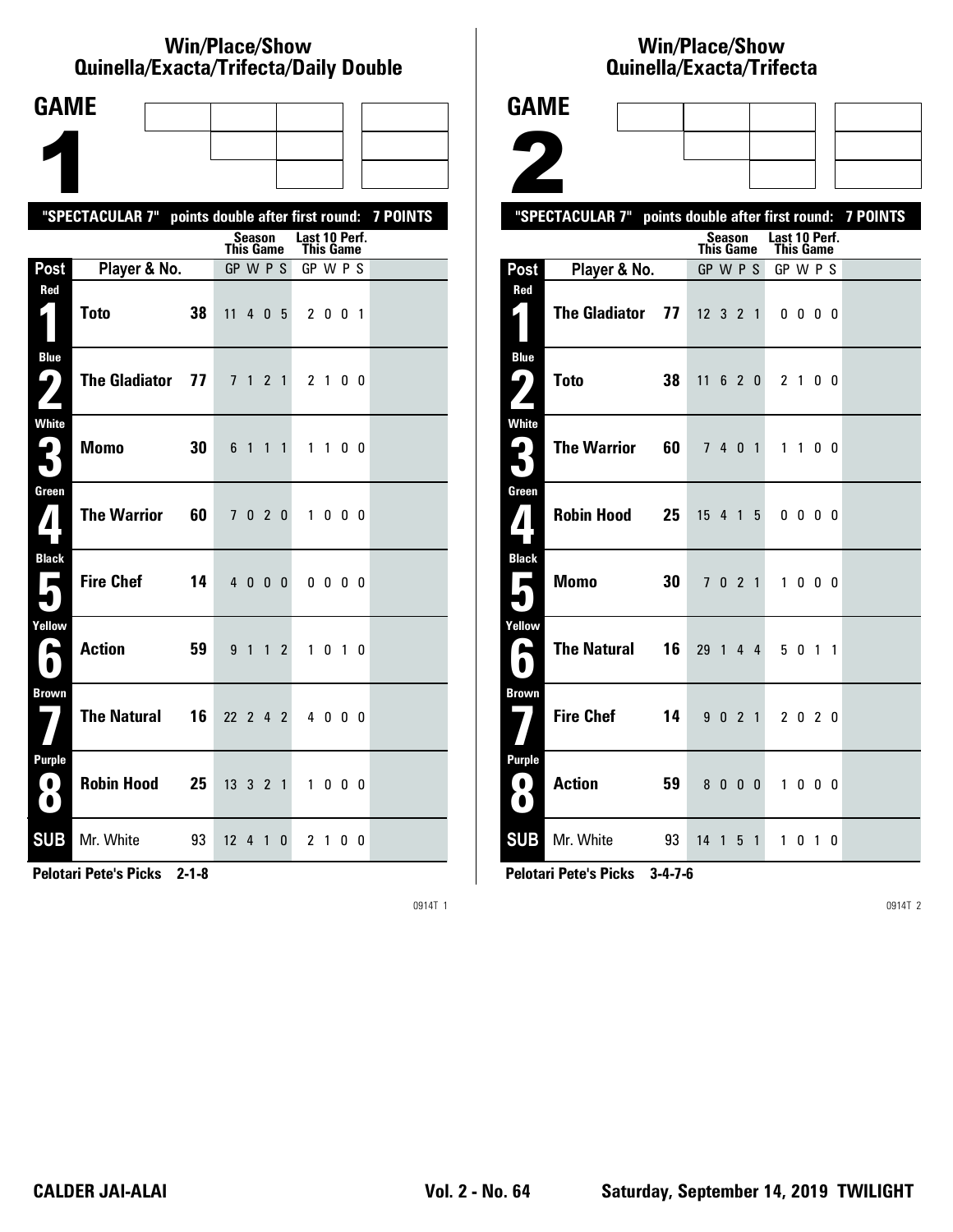## Win/Place/Show Quinella/Exacta/Trifecta/Daily Double

# GAME 1

"SPECTACULAR 7" points double after first round: 7 POINTS

| Post | Player & No. | | Season This Game GP W P S | Last 10 Perf. This Game GP W P S |
|---|---|---|---|---|
| Red 1 | Toto | 38 | 11 4 0 5 | 2 0 0 1 |
| Blue 2 | The Gladiator | 77 | 7 1 2 1 | 2 1 0 0 |
| White 3 | Momo | 30 | 6 1 1 1 | 1 1 0 0 |
| Green 4 | The Warrior | 60 | 7 0 2 0 | 1 0 0 0 |
| Black 5 | Fire Chef | 14 | 4 0 0 0 | 0 0 0 0 |
| Yellow 6 | Action | 59 | 9 1 1 2 | 1 0 1 0 |
| Brown 7 | The Natural | 16 | 22 2 4 2 | 4 0 0 0 |
| Purple 8 | Robin Hood | 25 | 13 3 2 1 | 1 0 0 0 |
| SUB | Mr. White | 93 | 12 4 1 0 | 2 1 0 0 |

**Pelotari Pete's Picks 2-1-8**

0914T 1

## Win/Place/Show Quinella/Exacta/Trifecta

# GAME 2

"SPECTACULAR 7" points double after first round: 7 POINTS

| Post | Player & No. | | Season This Game GP W P S | Last 10 Perf. This Game GP W P S |
|---|---|---|---|---|
| Red 1 | The Gladiator | 77 | 12 3 2 1 | 0 0 0 0 |
| Blue 2 | Toto | 38 | 11 6 2 0 | 2 1 0 0 |
| White 3 | The Warrior | 60 | 7 4 0 1 | 1 1 0 0 |
| Green 4 | Robin Hood | 25 | 15 4 1 5 | 0 0 0 0 |
| Black 5 | Momo | 30 | 7 0 2 1 | 1 0 0 0 |
| Yellow 6 | The Natural | 16 | 29 1 4 4 | 5 0 1 1 |
| Brown 7 | Fire Chef | 14 | 9 0 2 1 | 2 0 2 0 |
| Purple 8 | Action | 59 | 8 0 0 0 | 1 0 0 0 |
| SUB | Mr. White | 93 | 14 1 5 1 | 1 0 1 0 |

**Pelotari Pete's Picks 3-4-7-6**

0914T 2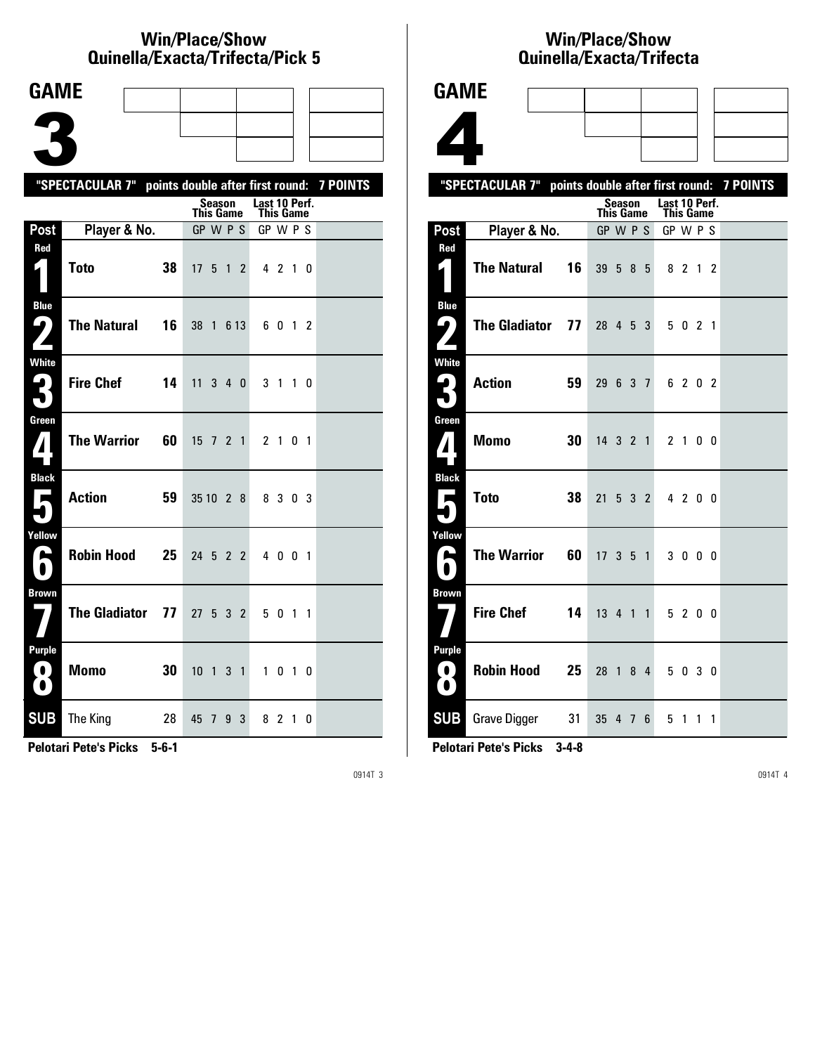# Win/Place/Show Quinella/Exacta/Trifecta/Pick 5

## GAME 3

"SPECTACULAR 7" points double after first round: 7 POINTS

| Post | Player & No. | | Season This Game GP | W | P | S | Last 10 Perf. This Game GP | W | P | S |
|---|---|---|---|---|---|---|---|---|---|---|
| Red 1 | Toto | 38 | 17 | 5 | 1 | 2 | 4 | 2 | 1 | 0 |
| Blue 2 | The Natural | 16 | 38 | 1 | 6 | 13 | 6 | 0 | 1 | 2 |
| White 3 | Fire Chef | 14 | 11 | 3 | 4 | 0 | 3 | 1 | 1 | 0 |
| Green 4 | The Warrior | 60 | 15 | 7 | 2 | 1 | 2 | 1 | 0 | 1 |
| Black 5 | Action | 59 | 35 | 10 | 2 | 8 | 8 | 3 | 0 | 3 |
| Yellow 6 | Robin Hood | 25 | 24 | 5 | 2 | 2 | 4 | 0 | 0 | 1 |
| Brown 7 | The Gladiator | 77 | 27 | 5 | 3 | 2 | 5 | 0 | 1 | 1 |
| Purple 8 | Momo | 30 | 10 | 1 | 3 | 1 | 1 | 0 | 1 | 0 |
| SUB | The King | 28 | 45 | 7 | 9 | 3 | 8 | 2 | 1 | 0 |

**Pelotari Pete's Picks 5-6-1**

# Win/Place/Show Quinella/Exacta/Trifecta

## GAME 4

"SPECTACULAR 7" points double after first round: 7 POINTS

| Post | Player & No. | | Season This Game GP | W | P | S | Last 10 Perf. This Game GP | W | P | S |
|---|---|---|---|---|---|---|---|---|---|---|
| Red 1 | The Natural | 16 | 39 | 5 | 8 | 5 | 8 | 2 | 1 | 2 |
| Blue 2 | The Gladiator | 77 | 28 | 4 | 5 | 3 | 5 | 0 | 2 | 1 |
| White 3 | Action | 59 | 29 | 6 | 3 | 7 | 6 | 2 | 0 | 2 |
| Green 4 | Momo | 30 | 14 | 3 | 2 | 1 | 2 | 1 | 0 | 0 |
| Black 5 | Toto | 38 | 21 | 5 | 3 | 2 | 4 | 2 | 0 | 0 |
| Yellow 6 | The Warrior | 60 | 17 | 3 | 5 | 1 | 3 | 0 | 0 | 0 |
| Brown 7 | Fire Chef | 14 | 13 | 4 | 1 | 1 | 5 | 2 | 0 | 0 |
| Purple 8 | Robin Hood | 25 | 28 | 1 | 8 | 4 | 5 | 0 | 3 | 0 |
| SUB | Grave Digger | 31 | 35 | 4 | 7 | 6 | 5 | 1 | 1 | 1 |

**Pelotari Pete's Picks 3-4-8**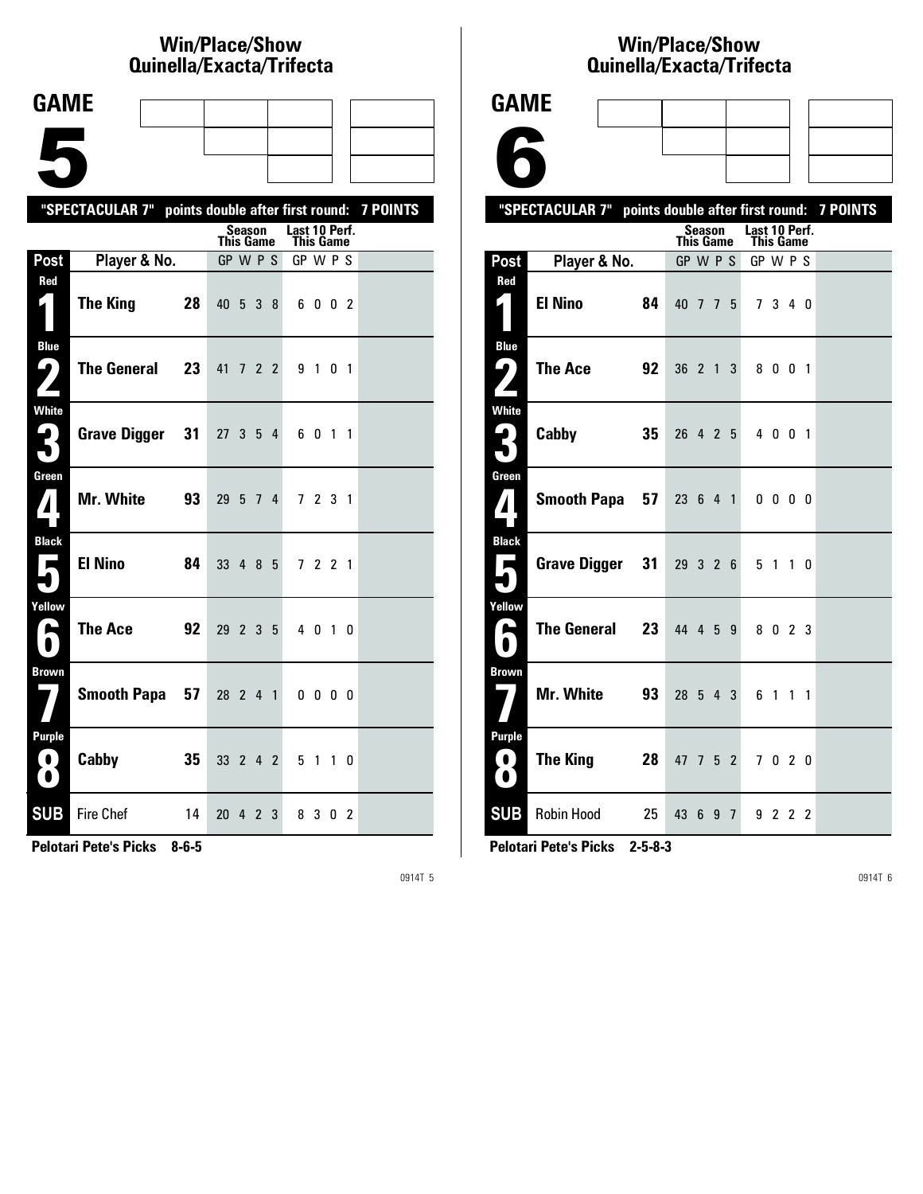## Win/Place/Show Quinella/Exacta/Trifecta

# GAME 5

**"SPECTACULAR 7" points double after first round: 7 POINTS**

| Post | Player & No. | | Season This Game GP | W | P | S | Last 10 Perf. This Game GP | W | P | S |
|---|---|---|---|---|---|---|---|---|---|---|
| Red 1 | **The King** | **28** | 40 | 5 | 3 | 8 | 6 | 0 | 0 | 2 |
| Blue 2 | **The General** | **23** | 41 | 7 | 2 | 2 | 9 | 1 | 0 | 1 |
| White 3 | **Grave Digger** | **31** | 27 | 3 | 5 | 4 | 6 | 0 | 1 | 1 |
| Green 4 | **Mr. White** | **93** | 29 | 5 | 7 | 4 | 7 | 2 | 3 | 1 |
| Black 5 | **El Nino** | **84** | 33 | 4 | 8 | 5 | 7 | 2 | 2 | 1 |
| Yellow 6 | **The Ace** | **92** | 29 | 2 | 3 | 5 | 4 | 0 | 1 | 0 |
| Brown 7 | **Smooth Papa** | **57** | 28 | 2 | 4 | 1 | 0 | 0 | 0 | 0 |
| Purple 8 | **Cabby** | **35** | 33 | 2 | 4 | 2 | 5 | 1 | 1 | 0 |
| SUB | Fire Chef | 14 | 20 | 4 | 2 | 3 | 8 | 3 | 0 | 2 |

**Pelotari Pete's Picks 8-6-5**

0914T 5

## Win/Place/Show Quinella/Exacta/Trifecta

# GAME 6

**"SPECTACULAR 7" points double after first round: 7 POINTS**

| Post | Player & No. | | Season This Game GP | W | P | S | Last 10 Perf. This Game GP | W | P | S |
|---|---|---|---|---|---|---|---|---|---|---|
| Red 1 | **El Nino** | **84** | 40 | 7 | 7 | 5 | 7 | 3 | 4 | 0 |
| Blue 2 | **The Ace** | **92** | 36 | 2 | 1 | 3 | 8 | 0 | 0 | 1 |
| White 3 | **Cabby** | **35** | 26 | 4 | 2 | 5 | 4 | 0 | 0 | 1 |
| Green 4 | **Smooth Papa** | **57** | 23 | 6 | 4 | 1 | 0 | 0 | 0 | 0 |
| Black 5 | **Grave Digger** | **31** | 29 | 3 | 2 | 6 | 5 | 1 | 1 | 0 |
| Yellow 6 | **The General** | **23** | 44 | 4 | 5 | 9 | 8 | 0 | 2 | 3 |
| Brown 7 | **Mr. White** | **93** | 28 | 5 | 4 | 3 | 6 | 1 | 1 | 1 |
| Purple 8 | **The King** | **28** | 47 | 7 | 5 | 2 | 7 | 0 | 2 | 0 |
| SUB | Robin Hood | 25 | 43 | 6 | 9 | 7 | 9 | 2 | 2 | 2 |

**Pelotari Pete's Picks 2-5-8-3**

0914T 6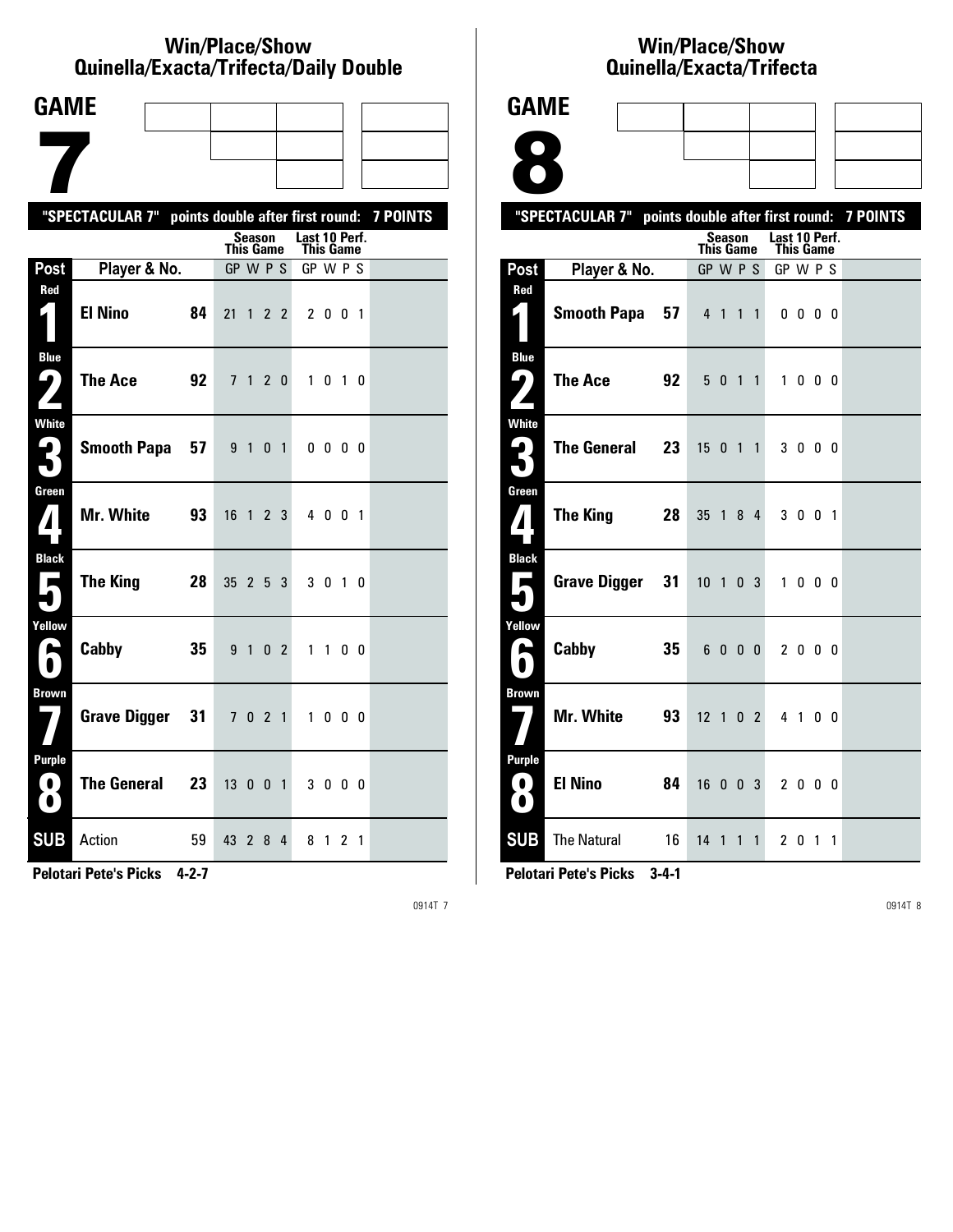## Win/Place/Show
## Quinella/Exacta/Trifecta/Daily Double

# GAME 7

"SPECTACULAR 7" points double after first round: **7 POINTS**

| Post | Player & No. | | Season This Game GP W P S | Last 10 Perf. This Game GP W P S |
|---|---|---|---|---|
| Red 1 | **El Nino** | **84** | 21 1 2 2 | 2 0 0 1 |
| Blue 2 | **The Ace** | **92** | 7 1 2 0 | 1 0 1 0 |
| White 3 | **Smooth Papa** | **57** | 9 1 0 1 | 0 0 0 0 |
| Green 4 | **Mr. White** | **93** | 16 1 2 3 | 4 0 0 1 |
| Black 5 | **The King** | **28** | 35 2 5 3 | 3 0 1 0 |
| Yellow 6 | **Cabby** | **35** | 9 1 0 2 | 1 1 0 0 |
| Brown 7 | **Grave Digger** | **31** | 7 0 2 1 | 1 0 0 0 |
| Purple 8 | **The General** | **23** | 13 0 0 1 | 3 0 0 0 |
| SUB | Action | 59 | 43 2 8 4 | 8 1 2 1 |

**Pelotari Pete's Picks 4-2-7**

## Win/Place/Show
## Quinella/Exacta/Trifecta

# GAME 8

"SPECTACULAR 7" points double after first round: **7 POINTS**

| Post | Player & No. | | Season This Game GP W P S | Last 10 Perf. This Game GP W P S |
|---|---|---|---|---|
| Red 1 | **Smooth Papa** | **57** | 4 1 1 1 | 0 0 0 0 |
| Blue 2 | **The Ace** | **92** | 5 0 1 1 | 1 0 0 0 |
| White 3 | **The General** | **23** | 15 0 1 1 | 3 0 0 0 |
| Green 4 | **The King** | **28** | 35 1 8 4 | 3 0 0 1 |
| Black 5 | **Grave Digger** | **31** | 10 1 0 3 | 1 0 0 0 |
| Yellow 6 | **Cabby** | **35** | 6 0 0 0 | 2 0 0 0 |
| Brown 7 | **Mr. White** | **93** | 12 1 0 2 | 4 1 0 0 |
| Purple 8 | **El Nino** | **84** | 16 0 0 3 | 2 0 0 0 |
| SUB | The Natural | 16 | 14 1 1 1 | 2 0 1 1 |

**Pelotari Pete's Picks 3-4-1**